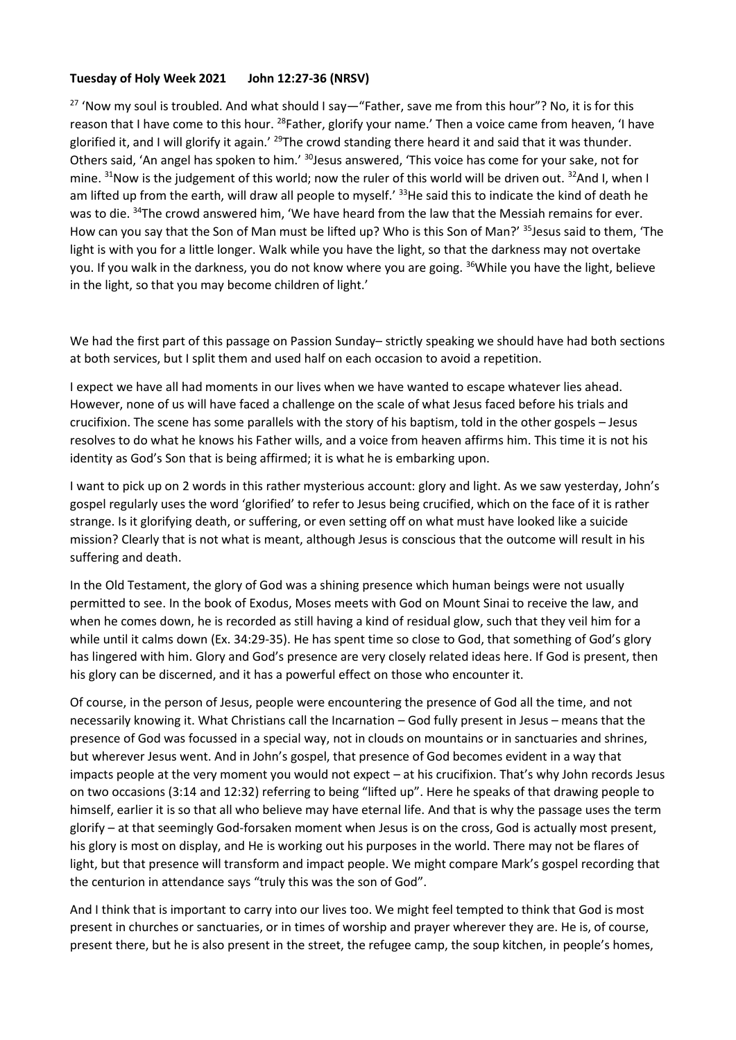**Tuesday of Holy Week 2021 John 12:27-36 (NRSV)**

[27] 'Now my soul is troubled. And what should I say—"Father, save me from this hour"? No, it is for this reason that I have come to this hour. [28]Father, glorify your name.' Then a voice came from heaven, 'I have glorified it, and I will glorify it again.' [29]The crowd standing there heard it and said that it was thunder. Others said, 'An angel has spoken to him.' [30]Jesus answered, 'This voice has come for your sake, not for mine. [31]Now is the judgement of this world; now the ruler of this world will be driven out. [32]And I, when I am lifted up from the earth, will draw all people to myself.' [33]He said this to indicate the kind of death he was to die. [34]The crowd answered him, 'We have heard from the law that the Messiah remains for ever. How can you say that the Son of Man must be lifted up? Who is this Son of Man?' [35]Jesus said to them, 'The light is with you for a little longer. Walk while you have the light, so that the darkness may not overtake you. If you walk in the darkness, you do not know where you are going. [36]While you have the light, believe in the light, so that you may become children of light.'

We had the first part of this passage on Passion Sunday– strictly speaking we should have had both sections at both services, but I split them and used half on each occasion to avoid a repetition.

I expect we have all had moments in our lives when we have wanted to escape whatever lies ahead. However, none of us will have faced a challenge on the scale of what Jesus faced before his trials and crucifixion. The scene has some parallels with the story of his baptism, told in the other gospels – Jesus resolves to do what he knows his Father wills, and a voice from heaven affirms him. This time it is not his identity as God's Son that is being affirmed; it is what he is embarking upon.

I want to pick up on 2 words in this rather mysterious account: glory and light. As we saw yesterday, John's gospel regularly uses the word 'glorified' to refer to Jesus being crucified, which on the face of it is rather strange. Is it glorifying death, or suffering, or even setting off on what must have looked like a suicide mission? Clearly that is not what is meant, although Jesus is conscious that the outcome will result in his suffering and death.

In the Old Testament, the glory of God was a shining presence which human beings were not usually permitted to see. In the book of Exodus, Moses meets with God on Mount Sinai to receive the law, and when he comes down, he is recorded as still having a kind of residual glow, such that they veil him for a while until it calms down (Ex. 34:29-35). He has spent time so close to God, that something of God's glory has lingered with him. Glory and God's presence are very closely related ideas here. If God is present, then his glory can be discerned, and it has a powerful effect on those who encounter it.

Of course, in the person of Jesus, people were encountering the presence of God all the time, and not necessarily knowing it. What Christians call the Incarnation – God fully present in Jesus – means that the presence of God was focussed in a special way, not in clouds on mountains or in sanctuaries and shrines, but wherever Jesus went. And in John's gospel, that presence of God becomes evident in a way that impacts people at the very moment you would not expect – at his crucifixion. That's why John records Jesus on two occasions (3:14 and 12:32) referring to being "lifted up". Here he speaks of that drawing people to himself, earlier it is so that all who believe may have eternal life. And that is why the passage uses the term glorify – at that seemingly God-forsaken moment when Jesus is on the cross, God is actually most present, his glory is most on display, and He is working out his purposes in the world. There may not be flares of light, but that presence will transform and impact people. We might compare Mark's gospel recording that the centurion in attendance says "truly this was the son of God".

And I think that is important to carry into our lives too. We might feel tempted to think that God is most present in churches or sanctuaries, or in times of worship and prayer wherever they are. He is, of course, present there, but he is also present in the street, the refugee camp, the soup kitchen, in people's homes,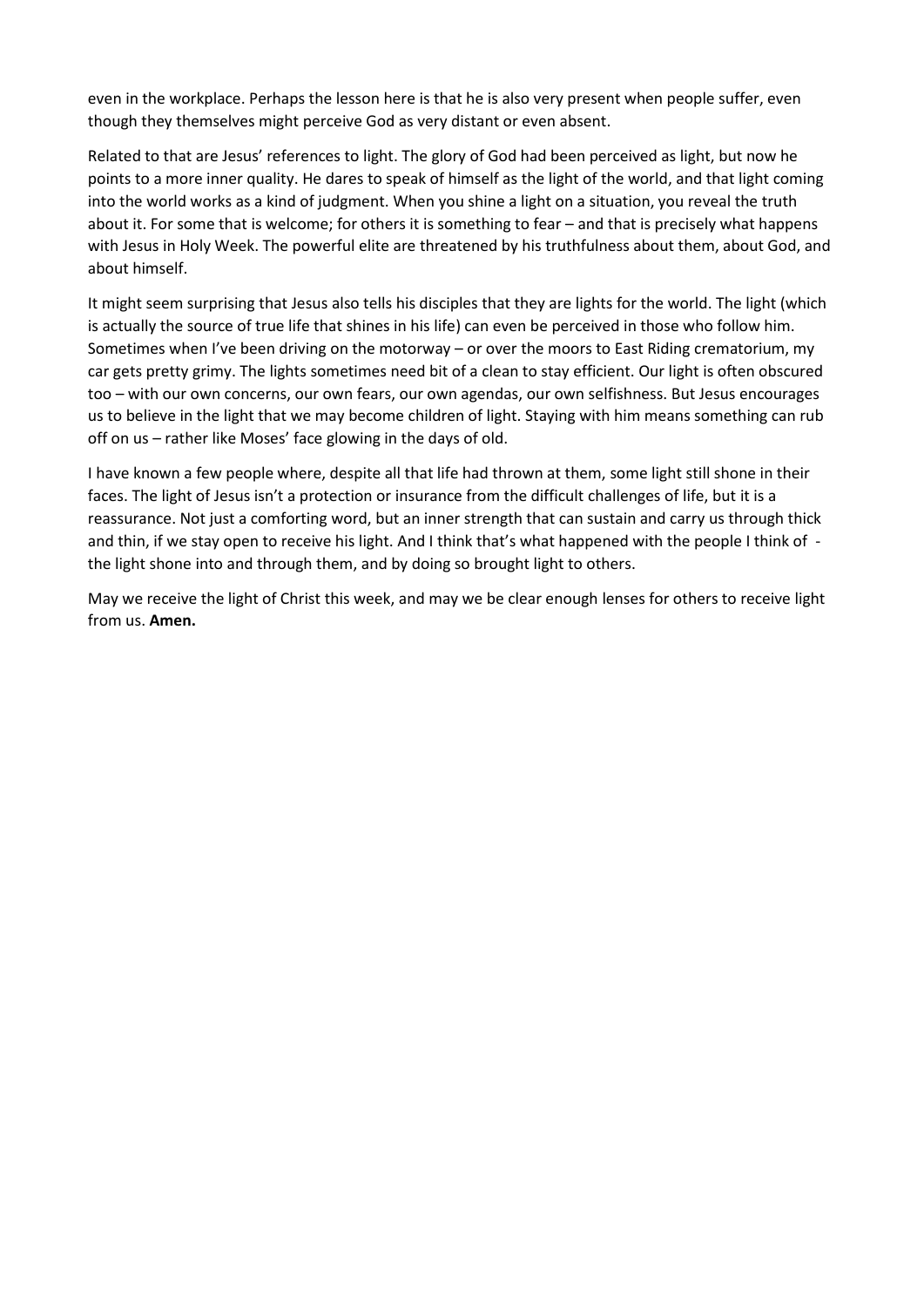even in the workplace. Perhaps the lesson here is that he is also very present when people suffer, even though they themselves might perceive God as very distant or even absent.

Related to that are Jesus' references to light. The glory of God had been perceived as light, but now he points to a more inner quality. He dares to speak of himself as the light of the world, and that light coming into the world works as a kind of judgment. When you shine a light on a situation, you reveal the truth about it. For some that is welcome; for others it is something to fear – and that is precisely what happens with Jesus in Holy Week. The powerful elite are threatened by his truthfulness about them, about God, and about himself.

It might seem surprising that Jesus also tells his disciples that they are lights for the world. The light (which is actually the source of true life that shines in his life) can even be perceived in those who follow him. Sometimes when I've been driving on the motorway – or over the moors to East Riding crematorium, my car gets pretty grimy. The lights sometimes need bit of a clean to stay efficient. Our light is often obscured too – with our own concerns, our own fears, our own agendas, our own selfishness. But Jesus encourages us to believe in the light that we may become children of light. Staying with him means something can rub off on us – rather like Moses' face glowing in the days of old.

I have known a few people where, despite all that life had thrown at them, some light still shone in their faces. The light of Jesus isn't a protection or insurance from the difficult challenges of life, but it is a reassurance. Not just a comforting word, but an inner strength that can sustain and carry us through thick and thin, if we stay open to receive his light. And I think that's what happened with the people I think of - the light shone into and through them, and by doing so brought light to others.

May we receive the light of Christ this week, and may we be clear enough lenses for others to receive light from us. **Amen.**